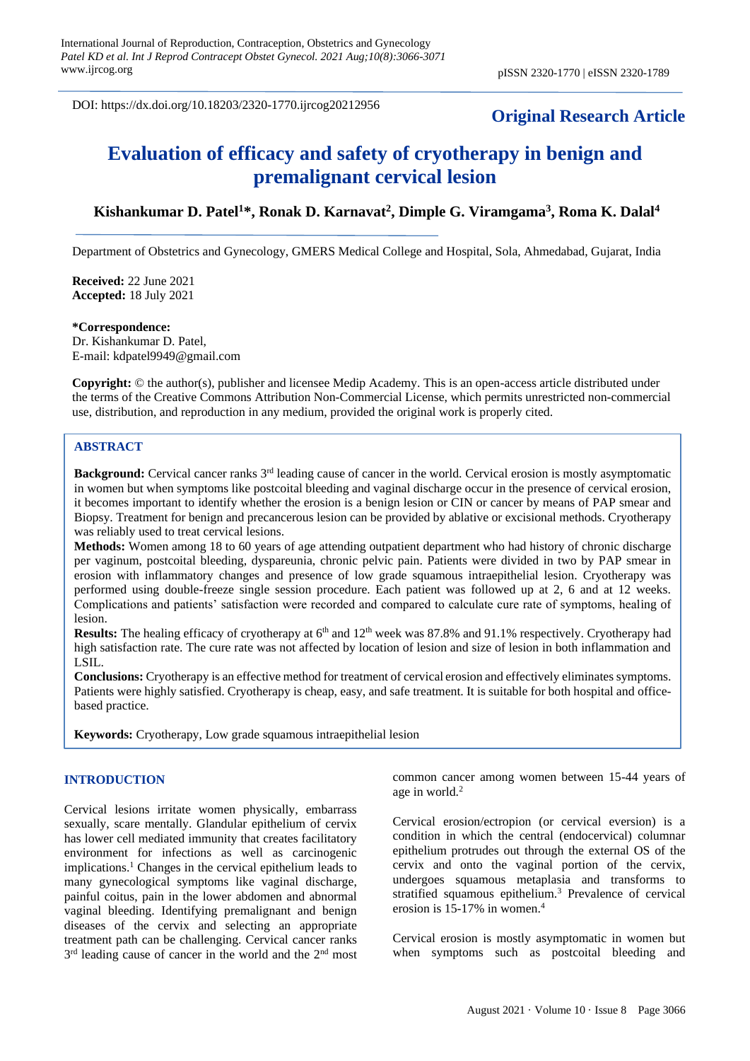DOI: https://dx.doi.org/10.18203/2320-1770.ijrcog20212956

**Original Research Article**

# Evaluation of efficacy and safety of cryotherapy in benign and premalignant cervical lesion

**Kishankumar D. Patel[1]*, Ronak D. Karnavat[2], Dimple G. Viramgama[3], Roma K. Dalal[4]**

Department of Obstetrics and Gynecology, GMERS Medical College and Hospital, Sola, Ahmedabad, Gujarat, India

**Received:** 22 June 2021
**Accepted:** 18 July 2021

***Correspondence:**
Dr. Kishankumar D. Patel,
E-mail: kdpatel9949@gmail.com

**Copyright:** © the author(s), publisher and licensee Medip Academy. This is an open-access article distributed under the terms of the Creative Commons Attribution Non-Commercial License, which permits unrestricted non-commercial use, distribution, and reproduction in any medium, provided the original work is properly cited.

## ABSTRACT

**Background:** Cervical cancer ranks 3rd leading cause of cancer in the world. Cervical erosion is mostly asymptomatic in women but when symptoms like postcoital bleeding and vaginal discharge occur in the presence of cervical erosion, it becomes important to identify whether the erosion is a benign lesion or CIN or cancer by means of PAP smear and Biopsy. Treatment for benign and precancerous lesion can be provided by ablative or excisional methods. Cryotherapy was reliably used to treat cervical lesions.

**Methods:** Women among 18 to 60 years of age attending outpatient department who had history of chronic discharge per vaginum, postcoital bleeding, dyspareunia, chronic pelvic pain. Patients were divided in two by PAP smear in erosion with inflammatory changes and presence of low grade squamous intraepithelial lesion. Cryotherapy was performed using double-freeze single session procedure. Each patient was followed up at 2, 6 and at 12 weeks. Complications and patients' satisfaction were recorded and compared to calculate cure rate of symptoms, healing of lesion.

**Results:** The healing efficacy of cryotherapy at 6th and 12th week was 87.8% and 91.1% respectively. Cryotherapy had high satisfaction rate. The cure rate was not affected by location of lesion and size of lesion in both inflammation and LSIL.

**Conclusions:** Cryotherapy is an effective method for treatment of cervical erosion and effectively eliminates symptoms. Patients were highly satisfied. Cryotherapy is cheap, easy, and safe treatment. It is suitable for both hospital and office-based practice.

**Keywords:** Cryotherapy, Low grade squamous intraepithelial lesion

## INTRODUCTION

Cervical lesions irritate women physically, embarrass sexually, scare mentally. Glandular epithelium of cervix has lower cell mediated immunity that creates facilitatory environment for infections as well as carcinogenic implications.[1] Changes in the cervical epithelium leads to many gynecological symptoms like vaginal discharge, painful coitus, pain in the lower abdomen and abnormal vaginal bleeding. Identifying premalignant and benign diseases of the cervix and selecting an appropriate treatment path can be challenging. Cervical cancer ranks 3rd leading cause of cancer in the world and the 2nd most common cancer among women between 15-44 years of age in world.[2]

Cervical erosion/ectropion (or cervical eversion) is a condition in which the central (endocervical) columnar epithelium protrudes out through the external OS of the cervix and onto the vaginal portion of the cervix, undergoes squamous metaplasia and transforms to stratified squamous epithelium.[3] Prevalence of cervical erosion is 15-17% in women.[4]

Cervical erosion is mostly asymptomatic in women but when symptoms such as postcoital bleeding and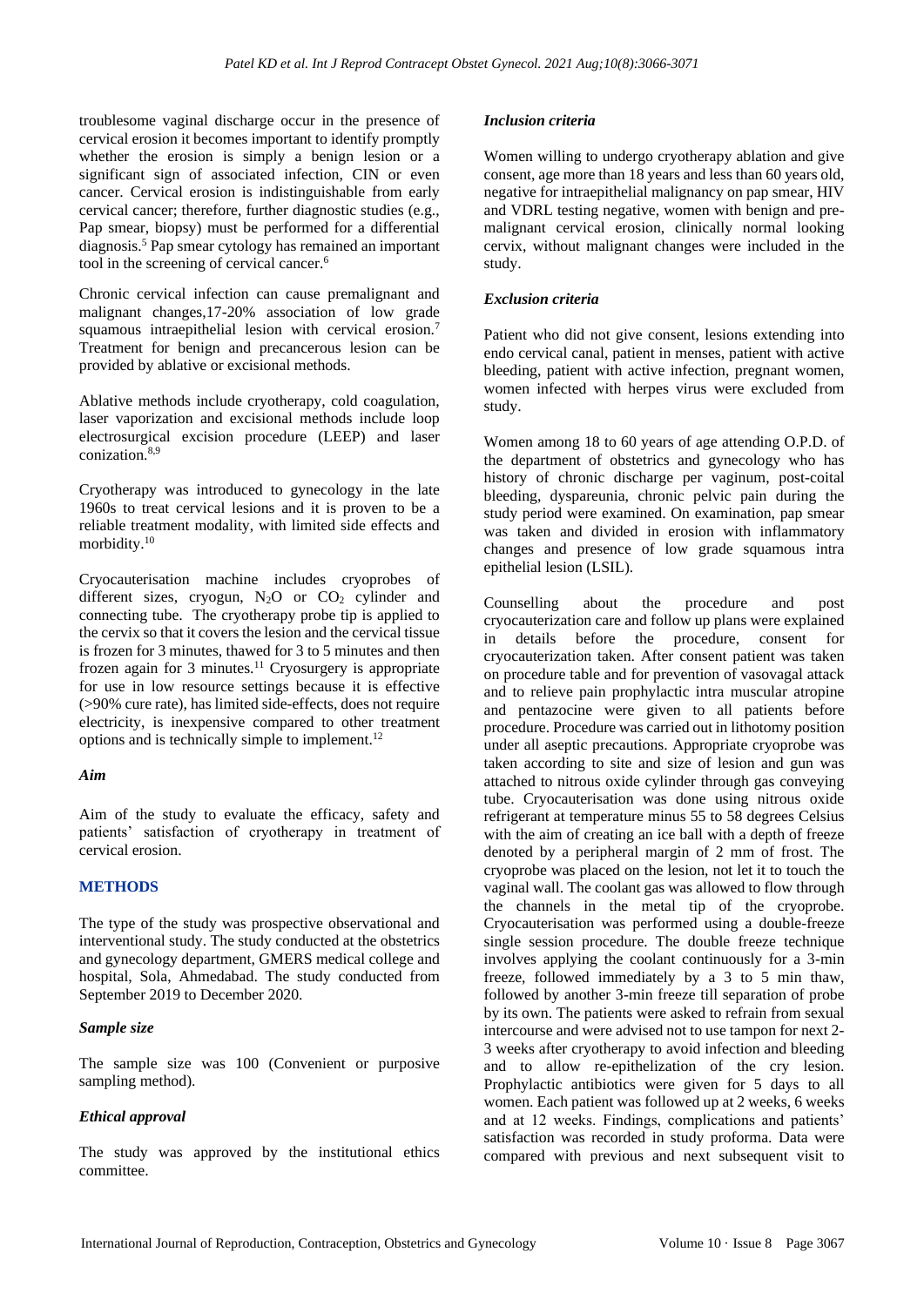troublesome vaginal discharge occur in the presence of cervical erosion it becomes important to identify promptly whether the erosion is simply a benign lesion or a significant sign of associated infection, CIN or even cancer. Cervical erosion is indistinguishable from early cervical cancer; therefore, further diagnostic studies (e.g., Pap smear, biopsy) must be performed for a differential diagnosis.[5] Pap smear cytology has remained an important tool in the screening of cervical cancer.[6]

Chronic cervical infection can cause premalignant and malignant changes,17-20% association of low grade squamous intraepithelial lesion with cervical erosion.[7] Treatment for benign and precancerous lesion can be provided by ablative or excisional methods.

Ablative methods include cryotherapy, cold coagulation, laser vaporization and excisional methods include loop electrosurgical excision procedure (LEEP) and laser conization.[8,9]

Cryotherapy was introduced to gynecology in the late 1960s to treat cervical lesions and it is proven to be a reliable treatment modality, with limited side effects and morbidity.[10]

Cryocauterisation machine includes cryoprobes of different sizes, cryogun, $N_2O$ or $CO_2$ cylinder and connecting tube. The cryotherapy probe tip is applied to the cervix so that it covers the lesion and the cervical tissue is frozen for 3 minutes, thawed for 3 to 5 minutes and then frozen again for 3 minutes.[11] Cryosurgery is appropriate for use in low resource settings because it is effective (>90% cure rate), has limited side-effects, does not require electricity, is inexpensive compared to other treatment options and is technically simple to implement.[12]

### *Aim*

Aim of the study to evaluate the efficacy, safety and patients' satisfaction of cryotherapy in treatment of cervical erosion.

## METHODS

The type of the study was prospective observational and interventional study. The study conducted at the obstetrics and gynecology department, GMERS medical college and hospital, Sola, Ahmedabad. The study conducted from September 2019 to December 2020.

### *Sample size*

The sample size was 100 (Convenient or purposive sampling method).

### *Ethical approval*

The study was approved by the institutional ethics committee.

### *Inclusion criteria*

Women willing to undergo cryotherapy ablation and give consent, age more than 18 years and less than 60 years old, negative for intraepithelial malignancy on pap smear, HIV and VDRL testing negative, women with benign and pre-malignant cervical erosion, clinically normal looking cervix, without malignant changes were included in the study.

### *Exclusion criteria*

Patient who did not give consent, lesions extending into endo cervical canal, patient in menses, patient with active bleeding, patient with active infection, pregnant women, women infected with herpes virus were excluded from study.

Women among 18 to 60 years of age attending O.P.D. of the department of obstetrics and gynecology who has history of chronic discharge per vaginum, post-coital bleeding, dyspareunia, chronic pelvic pain during the study period were examined. On examination, pap smear was taken and divided in erosion with inflammatory changes and presence of low grade squamous intra epithelial lesion (LSIL).

Counselling about the procedure and post cryocauterization care and follow up plans were explained in details before the procedure, consent for cryocauterization taken. After consent patient was taken on procedure table and for prevention of vasovagal attack and to relieve pain prophylactic intra muscular atropine and pentazocine were given to all patients before procedure. Procedure was carried out in lithotomy position under all aseptic precautions. Appropriate cryoprobe was taken according to site and size of lesion and gun was attached to nitrous oxide cylinder through gas conveying tube. Cryocauterisation was done using nitrous oxide refrigerant at temperature minus 55 to 58 degrees Celsius with the aim of creating an ice ball with a depth of freeze denoted by a peripheral margin of 2 mm of frost. The cryoprobe was placed on the lesion, not let it to touch the vaginal wall. The coolant gas was allowed to flow through the channels in the metal tip of the cryoprobe. Cryocauterisation was performed using a double-freeze single session procedure. The double freeze technique involves applying the coolant continuously for a 3-min freeze, followed immediately by a 3 to 5 min thaw, followed by another 3-min freeze till separation of probe by its own. The patients were asked to refrain from sexual intercourse and were advised not to use tampon for next 2-3 weeks after cryotherapy to avoid infection and bleeding and to allow re-epithelization of the cry lesion. Prophylactic antibiotics were given for 5 days to all women. Each patient was followed up at 2 weeks, 6 weeks and at 12 weeks. Findings, complications and patients' satisfaction was recorded in study proforma. Data were compared with previous and next subsequent visit to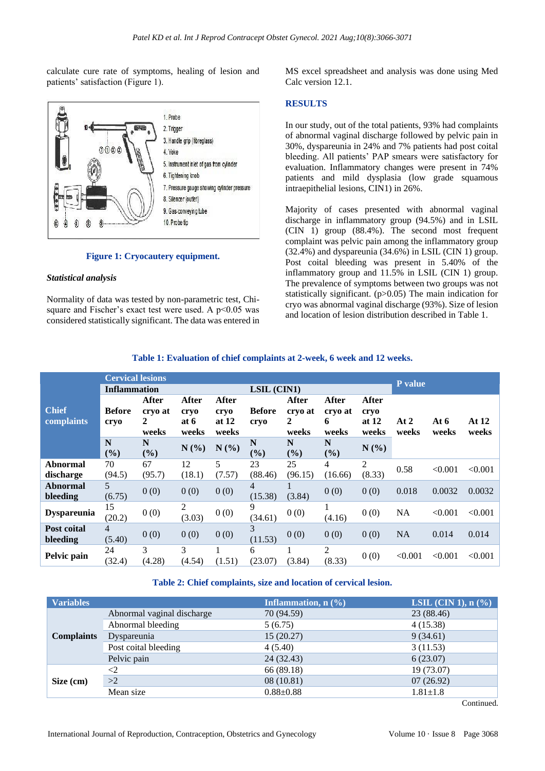calculate cure rate of symptoms, healing of lesion and patients' satisfaction (Figure 1).

1. Probe
2. Trigger
3. Handle grip (fibreglass)
4. Yoke
5. Instrument inlet of gas from cylinder
6. Tightening knob
7. Pressure gauge showing cylinder pressure
8. Silencer (outlet)
9. Gas-conveying tube
10. Probe tip

**Figure 1: Cryocautery equipment.**

### *Statistical analysis*

Normality of data was tested by non-parametric test, Chi-square and Fischer's exact test were used. A $p<0.05$ was considered statistically significant. The data was entered in MS excel spreadsheet and analysis was done using Med Calc version 12.1.

## RESULTS

In our study, out of the total patients, 93% had complaints of abnormal vaginal discharge followed by pelvic pain in 30%, dyspareunia in 24% and 7% patients had post coital bleeding. All patients' PAP smears were satisfactory for evaluation. Inflammatory changes were present in 74% patients and mild dysplasia (low grade squamous intraepithelial lesions, CIN1) in 26%.

Majority of cases presented with abnormal vaginal discharge in inflammatory group (94.5%) and in LSIL (CIN 1) group (88.4%). The second most frequent complaint was pelvic pain among the inflammatory group (32.4%) and dyspareunia (34.6%) in LSIL (CIN 1) group. Post coital bleeding was present in 5.40% of the inflammatory group and 11.5% in LSIL (CIN 1) group. The prevalence of symptoms between two groups was not statistically significant. ($p>0.05$) The main indication for cryo was abnormal vaginal discharge (93%). Size of lesion and location of lesion distribution described in Table 1.

**Table 1: Evaluation of chief complaints at 2-week, 6 week and 12 weeks.**

| Chief complaints | Cervical lesions | | | | | | | | P value | | |
|---|---|---|---|---|---|---|---|---|---|---|---|
| | Inflammation | | | | LSIL (CIN1) | | | | | | |
| | Before cryo | After cryo at 2 weeks | After cryo at 6 weeks | After cryo at 12 weeks | Before cryo | After cryo at 2 weeks | After cryo at 6 weeks | After cryo at 12 weeks | At 2 weeks | At 6 weeks | At 12 weeks |
| | N (%) | N (%) | N (%) | N (%) | N (%) | N (%) | N (%) | N (%) | | | |
| Abnormal discharge | 70 (94.5) | 67 (95.7) | 12 (18.1) | 5 (7.57) | 23 (88.46) | 25 (96.15) | 4 (16.66) | 2 (8.33) | 0.58 | <0.001 | <0.001 |
| Abnormal bleeding | 5 (6.75) | 0 (0) | 0 (0) | 0 (0) | 4 (15.38) | 1 (3.84) | 0 (0) | 0 (0) | 0.018 | 0.0032 | 0.0032 |
| Dyspareunia | 15 (20.2) | 0 (0) | 2 (3.03) | 0 (0) | 9 (34.61) | 0 (0) | 1 (4.16) | 0 (0) | NA | <0.001 | <0.001 |
| Post coital bleeding | 4 (5.40) | 0 (0) | 0 (0) | 0 (0) | 3 (11.53) | 0 (0) | 0 (0) | 0 (0) | NA | 0.014 | 0.014 |
| Pelvic pain | 24 (32.4) | 3 (4.28) | 3 (4.54) | 1 (1.51) | 6 (23.07) | 1 (3.84) | 2 (8.33) | 0 (0) | <0.001 | <0.001 | <0.001 |

**Table 2: Chief complaints, size and location of cervical lesion.**

| Variables | | Inflammation, n (%) | LSIL (CIN 1), n (%) |
|---|---|---|---|
| Complaints | Abnormal vaginal discharge | 70 (94.59) | 23 (88.46) |
| | Abnormal bleeding | 5 (6.75) | 4 (15.38) |
| | Dyspareunia | 15 (20.27) | 9 (34.61) |
| | Post coital bleeding | 4 (5.40) | 3 (11.53) |
| | Pelvic pain | 24 (32.43) | 6 (23.07) |
| Size (cm) | <2 | 66 (89.18) | 19 (73.07) |
| | >2 | 08 (10.81) | 07 (26.92) |
| | Mean size | 0.88±0.88 | 1.81±1.8 |

Continued.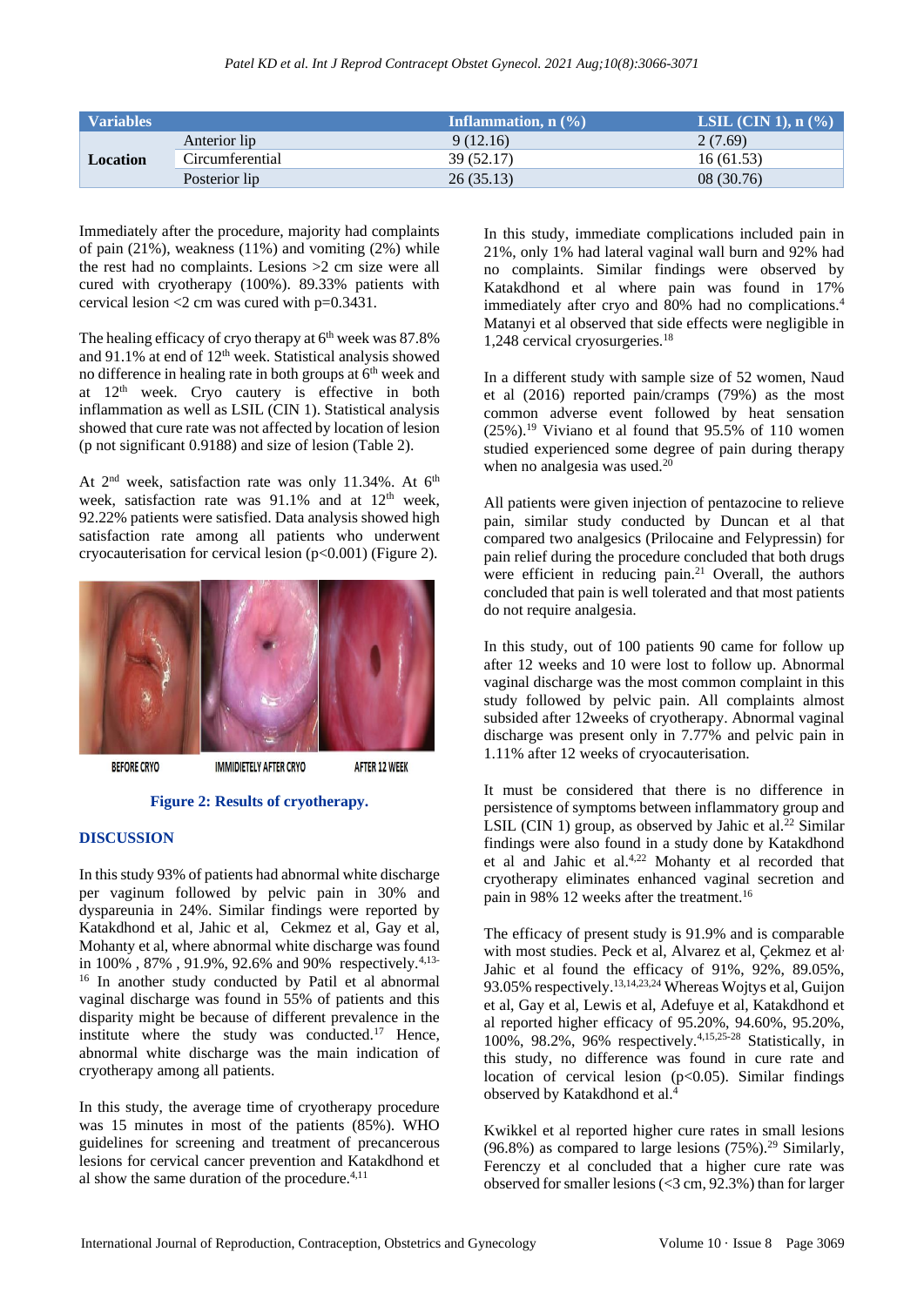| Variables | | Inflammation, n (%) | LSIL (CIN 1), n (%) |
|---|---|---|---|
| Location | Anterior lip | 9 (12.16) | 2 (7.69) |
| | Circumferential | 39 (52.17) | 16 (61.53) |
| | Posterior lip | 26 (35.13) | 08 (30.76) |

Immediately after the procedure, majority had complaints of pain (21%), weakness (11%) and vomiting (2%) while the rest had no complaints. Lesions >2 cm size were all cured with cryotherapy (100%). 89.33% patients with cervical lesion <2 cm was cured with p=0.3431.

The healing efficacy of cryo therapy at 6th week was 87.8% and 91.1% at end of 12th week. Statistical analysis showed no difference in healing rate in both groups at 6th week and at 12th week. Cryo cautery is effective in both inflammation as well as LSIL (CIN 1). Statistical analysis showed that cure rate was not affected by location of lesion (p not significant 0.9188) and size of lesion (Table 2).

At 2nd week, satisfaction rate was only 11.34%. At 6th week, satisfaction rate was 91.1% and at 12th week, 92.22% patients were satisfied. Data analysis showed high satisfaction rate among all patients who underwent cryocauterisation for cervical lesion (p<0.001) (Figure 2).

BEFORE CRYO | IMMIDIETELY AFTER CRYO | AFTER 12 WEEK

**Figure 2: Results of cryotherapy.**

## DISCUSSION

In this study 93% of patients had abnormal white discharge per vaginum followed by pelvic pain in 30% and dyspareunia in 24%. Similar findings were reported by Katakdhond et al, Jahic et al, Cekmez et al, Gay et al, Mohanty et al, where abnormal white discharge was found in 100% , 87% , 91.9%, 92.6% and 90% respectively.[4,13-16] In another study conducted by Patil et al abnormal vaginal discharge was found in 55% of patients and this disparity might be because of different prevalence in the institute where the study was conducted.[17] Hence, abnormal white discharge was the main indication of cryotherapy among all patients.

In this study, the average time of cryotherapy procedure was 15 minutes in most of the patients (85%). WHO guidelines for screening and treatment of precancerous lesions for cervical cancer prevention and Katakdhond et al show the same duration of the procedure.[4,11]

In this study, immediate complications included pain in 21%, only 1% had lateral vaginal wall burn and 92% had no complaints. Similar findings were observed by Katakdhond et al where pain was found in 17% immediately after cryo and 80% had no complications.[4] Matanyi et al observed that side effects were negligible in 1,248 cervical cryosurgeries.[18]

In a different study with sample size of 52 women, Naud et al (2016) reported pain/cramps (79%) as the most common adverse event followed by heat sensation (25%).[19] Viviano et al found that 95.5% of 110 women studied experienced some degree of pain during therapy when no analgesia was used.[20]

All patients were given injection of pentazocine to relieve pain, similar study conducted by Duncan et al that compared two analgesics (Prilocaine and Felypressin) for pain relief during the procedure concluded that both drugs were efficient in reducing pain.[21] Overall, the authors concluded that pain is well tolerated and that most patients do not require analgesia.

In this study, out of 100 patients 90 came for follow up after 12 weeks and 10 were lost to follow up. Abnormal vaginal discharge was the most common complaint in this study followed by pelvic pain. All complaints almost subsided after 12weeks of cryotherapy. Abnormal vaginal discharge was present only in 7.77% and pelvic pain in 1.11% after 12 weeks of cryocauterisation.

It must be considered that there is no difference in persistence of symptoms between inflammatory group and LSIL (CIN 1) group, as observed by Jahic et al.[22] Similar findings were also found in a study done by Katakdhond et al and Jahic et al.[4,22] Mohanty et al recorded that cryotherapy eliminates enhanced vaginal secretion and pain in 98% 12 weeks after the treatment.[16]

The efficacy of present study is 91.9% and is comparable with most studies. Peck et al, Alvarez et al, Çekmez et al, Jahic et al found the efficacy of 91%, 92%, 89.05%, 93.05% respectively.[13,14,23,24] Whereas Wojtys et al, Guijon et al, Gay et al, Lewis et al, Adefuye et al, Katakdhond et al reported higher efficacy of 95.20%, 94.60%, 95.20%, 100%, 98.2%, 96% respectively.[4,15,25-28] Statistically, in this study, no difference was found in cure rate and location of cervical lesion (p<0.05). Similar findings observed by Katakdhond et al.[4]

Kwikkel et al reported higher cure rates in small lesions (96.8%) as compared to large lesions (75%).[29] Similarly, Ferenczy et al concluded that a higher cure rate was observed for smaller lesions (<3 cm, 92.3%) than for larger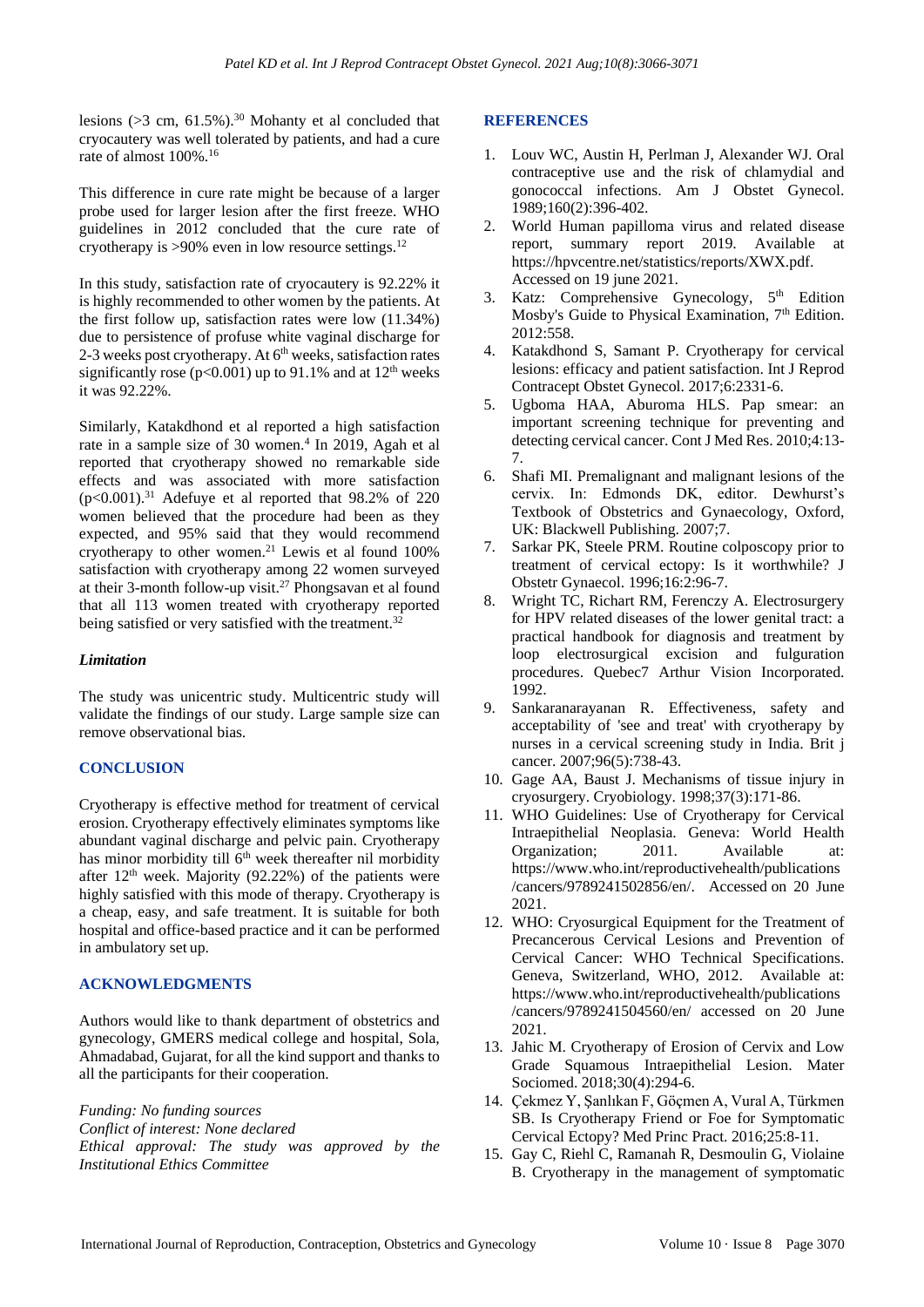lesions (>3 cm, 61.5%).[30] Mohanty et al concluded that cryocautery was well tolerated by patients, and had a cure rate of almost 100%.[16]

This difference in cure rate might be because of a larger probe used for larger lesion after the first freeze. WHO guidelines in 2012 concluded that the cure rate of cryotherapy is >90% even in low resource settings.[12]

In this study, satisfaction rate of cryocautery is 92.22% it is highly recommended to other women by the patients. At the first follow up, satisfaction rates were low (11.34%) due to persistence of profuse white vaginal discharge for 2-3 weeks post cryotherapy. At 6th weeks, satisfaction rates significantly rose ($p<0.001$) up to 91.1% and at 12th weeks it was 92.22%.

Similarly, Katakdhond et al reported a high satisfaction rate in a sample size of 30 women.[4] In 2019, Agah et al reported that cryotherapy showed no remarkable side effects and was associated with more satisfaction ($p<0.001$).[31] Adefuye et al reported that 98.2% of 220 women believed that the procedure had been as they expected, and 95% said that they would recommend cryotherapy to other women.[21] Lewis et al found 100% satisfaction with cryotherapy among 22 women surveyed at their 3-month follow-up visit.[27] Phongsavan et al found that all 113 women treated with cryotherapy reported being satisfied or very satisfied with the treatment.[32]

### *Limitation*

The study was unicentric study. Multicentric study will validate the findings of our study. Large sample size can remove observational bias.

## CONCLUSION

Cryotherapy is effective method for treatment of cervical erosion. Cryotherapy effectively eliminates symptoms like abundant vaginal discharge and pelvic pain. Cryotherapy has minor morbidity till 6th week thereafter nil morbidity after 12th week. Majority (92.22%) of the patients were highly satisfied with this mode of therapy. Cryotherapy is a cheap, easy, and safe treatment. It is suitable for both hospital and office-based practice and it can be performed in ambulatory set up.

## ACKNOWLEDGMENTS

Authors would like to thank department of obstetrics and gynecology, GMERS medical college and hospital, Sola, Ahmadabad, Gujarat, for all the kind support and thanks to all the participants for their cooperation.

*Funding: No funding sources*
*Conflict of interest: None declared*
*Ethical approval: The study was approved by the Institutional Ethics Committee*

## REFERENCES

1. Louv WC, Austin H, Perlman J, Alexander WJ. Oral contraceptive use and the risk of chlamydial and gonococcal infections. Am J Obstet Gynecol. 1989;160(2):396-402.
2. World Human papilloma virus and related disease report, summary report 2019. Available at https://hpvcentre.net/statistics/reports/XWX.pdf. Accessed on 19 june 2021.
3. Katz: Comprehensive Gynecology, 5th Edition Mosby's Guide to Physical Examination, 7th Edition. 2012:558.
4. Katakdhond S, Samant P. Cryotherapy for cervical lesions: efficacy and patient satisfaction. Int J Reprod Contracept Obstet Gynecol. 2017;6:2331-6.
5. Ugboma HAA, Aburoma HLS. Pap smear: an important screening technique for preventing and detecting cervical cancer. Cont J Med Res. 2010;4:13-7.
6. Shafi MI. Premalignant and malignant lesions of the cervix. In: Edmonds DK, editor. Dewhurst's Textbook of Obstetrics and Gynaecology, Oxford, UK: Blackwell Publishing. 2007;7.
7. Sarkar PK, Steele PRM. Routine colposcopy prior to treatment of cervical ectopy: Is it worthwhile? J Obstetr Gynaecol. 1996;16:2:96-7.
8. Wright TC, Richart RM, Ferenczy A. Electrosurgery for HPV related diseases of the lower genital tract: a practical handbook for diagnosis and treatment by loop electrosurgical excision and fulguration procedures. Quebec7 Arthur Vision Incorporated. 1992.
9. Sankaranarayanan R. Effectiveness, safety and acceptability of 'see and treat' with cryotherapy by nurses in a cervical screening study in India. Brit j cancer. 2007;96(5):738-43.
10. Gage AA, Baust J. Mechanisms of tissue injury in cryosurgery. Cryobiology. 1998;37(3):171-86.
11. WHO Guidelines: Use of Cryotherapy for Cervical Intraepithelial Neoplasia. Geneva: World Health Organization; 2011. Available at: https://www.who.int/reproductivehealth/publications/cancers/9789241502856/en/. Accessed on 20 June 2021.
12. WHO: Cryosurgical Equipment for the Treatment of Precancerous Cervical Lesions and Prevention of Cervical Cancer: WHO Technical Specifications. Geneva, Switzerland, WHO, 2012. Available at: https://www.who.int/reproductivehealth/publications/cancers/9789241504560/en/ accessed on 20 June 2021.
13. Jahic M. Cryotherapy of Erosion of Cervix and Low Grade Squamous Intraepithelial Lesion. Mater Sociomed. 2018;30(4):294-6.
14. Çekmez Y, Şanlıkan F, Göçmen A, Vural A, Türkmen SB. Is Cryotherapy Friend or Foe for Symptomatic Cervical Ectopy? Med Princ Pract. 2016;25:8-11.
15. Gay C, Riehl C, Ramanah R, Desmoulin G, Violaine B. Cryotherapy in the management of symptomatic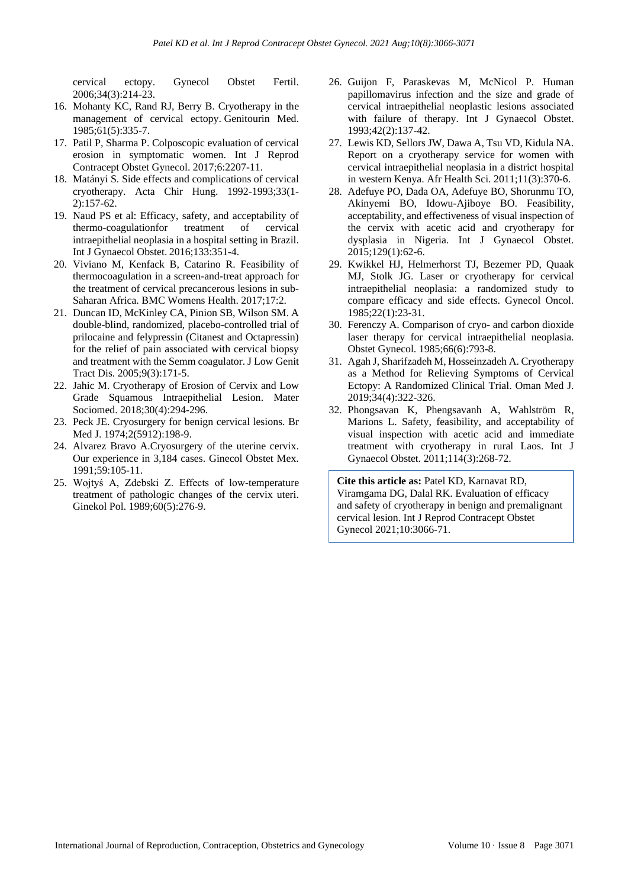cervical ectopy. Gynecol Obstet Fertil. 2006;34(3):214-23.

16. Mohanty KC, Rand RJ, Berry B. Cryotherapy in the management of cervical ectopy. Genitourin Med. 1985;61(5):335-7.
17. Patil P, Sharma P. Colposcopic evaluation of cervical erosion in symptomatic women. Int J Reprod Contracept Obstet Gynecol. 2017;6:2207-11.
18. Matányi S. Side effects and complications of cervical cryotherapy. Acta Chir Hung. 1992-1993;33(1-2):157-62.
19. Naud PS et al: Efficacy, safety, and acceptability of thermo-coagulationfor treatment of cervical intraepithelial neoplasia in a hospital setting in Brazil. Int J Gynaecol Obstet. 2016;133:351-4.
20. Viviano M, Kenfack B, Catarino R. Feasibility of thermocoagulation in a screen-and-treat approach for the treatment of cervical precancerous lesions in sub-Saharan Africa. BMC Womens Health. 2017;17:2.
21. Duncan ID, McKinley CA, Pinion SB, Wilson SM. A double-blind, randomized, placebo-controlled trial of prilocaine and felypressin (Citanest and Octapressin) for the relief of pain associated with cervical biopsy and treatment with the Semm coagulator. J Low Genit Tract Dis. 2005;9(3):171-5.
22. Jahic M. Cryotherapy of Erosion of Cervix and Low Grade Squamous Intraepithelial Lesion. Mater Sociomed. 2018;30(4):294-296.
23. Peck JE. Cryosurgery for benign cervical lesions. Br Med J. 1974;2(5912):198-9.
24. Alvarez Bravo A.Cryosurgery of the uterine cervix. Our experience in 3,184 cases. Ginecol Obstet Mex. 1991;59:105-11.
25. Wojtyś A, Zdebski Z. Effects of low-temperature treatment of pathologic changes of the cervix uteri. Ginekol Pol. 1989;60(5):276-9.
26. Guijon F, Paraskevas M, McNicol P. Human papillomavirus infection and the size and grade of cervical intraepithelial neoplastic lesions associated with failure of therapy. Int J Gynaecol Obstet. 1993;42(2):137-42.
27. Lewis KD, Sellors JW, Dawa A, Tsu VD, Kidula NA. Report on a cryotherapy service for women with cervical intraepithelial neoplasia in a district hospital in western Kenya. Afr Health Sci. 2011;11(3):370-6.
28. Adefuye PO, Dada OA, Adefuye BO, Shorunmu TO, Akinyemi BO, Idowu-Ajiboye BO. Feasibility, acceptability, and effectiveness of visual inspection of the cervix with acetic acid and cryotherapy for dysplasia in Nigeria. Int J Gynaecol Obstet. 2015;129(1):62-6.
29. Kwikkel HJ, Helmerhorst TJ, Bezemer PD, Quaak MJ, Stolk JG. Laser or cryotherapy for cervical intraepithelial neoplasia: a randomized study to compare efficacy and side effects. Gynecol Oncol. 1985;22(1):23-31.
30. Ferenczy A. Comparison of cryo- and carbon dioxide laser therapy for cervical intraepithelial neoplasia. Obstet Gynecol. 1985;66(6):793-8.
31. Agah J, Sharifzadeh M, Hosseinzadeh A. Cryotherapy as a Method for Relieving Symptoms of Cervical Ectopy: A Randomized Clinical Trial. Oman Med J. 2019;34(4):322-326.
32. Phongsavan K, Phengsavanh A, Wahlström R, Marions L. Safety, feasibility, and acceptability of visual inspection with acetic acid and immediate treatment with cryotherapy in rural Laos. Int J Gynaecol Obstet. 2011;114(3):268-72.

**Cite this article as:** Patel KD, Karnavat RD, Viramgama DG, Dalal RK. Evaluation of efficacy and safety of cryotherapy in benign and premalignant cervical lesion. Int J Reprod Contracept Obstet Gynecol 2021;10:3066-71.